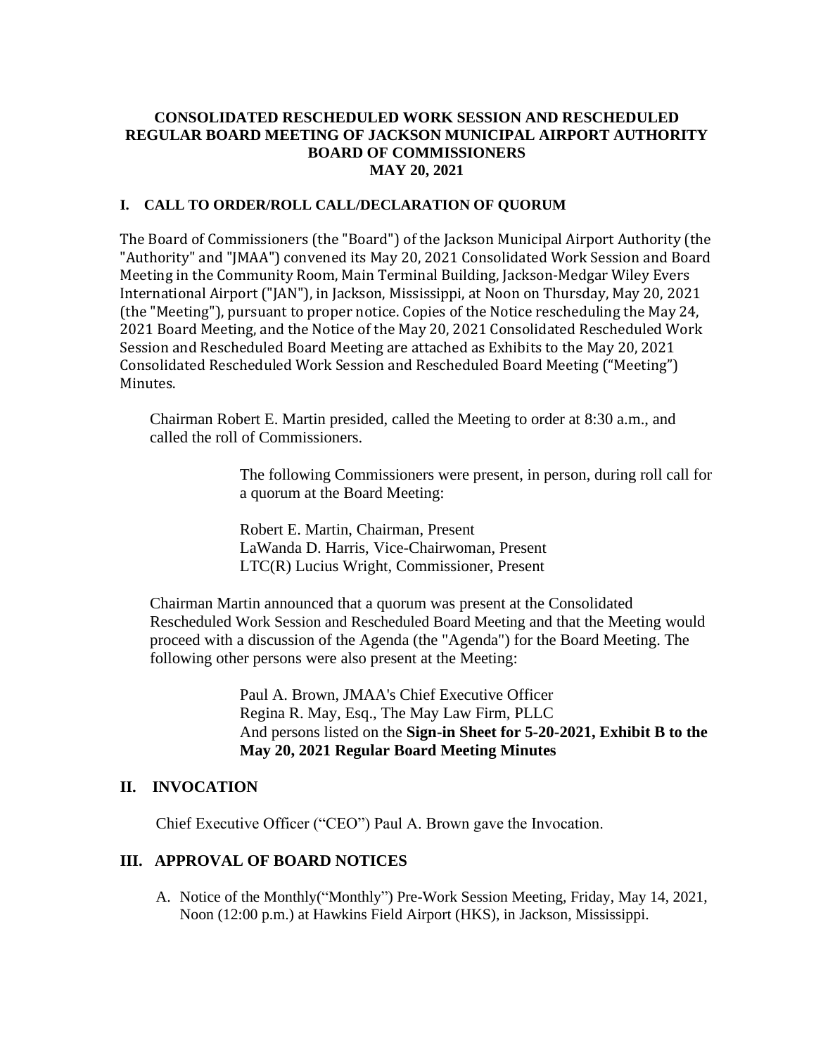# CONSOLIDATED RESCHEDULED WORK SESSION AND RESCHEDULED REGULAR BOARD MEETING OF JACKSON MUNICIPAL AIRPORT AUTHORITY BOARD OF COMMISSIONERS
## MAY 20, 2021

### I. CALL TO ORDER/ROLL CALL/DECLARATION OF QUORUM

The Board of Commissioners (the "Board") of the Jackson Municipal Airport Authority (the "Authority" and "JMAA") convened its May 20, 2021 Consolidated Work Session and Board Meeting in the Community Room, Main Terminal Building, Jackson-Medgar Wiley Evers International Airport ("JAN"), in Jackson, Mississippi, at Noon on Thursday, May 20, 2021 (the "Meeting"), pursuant to proper notice. Copies of the Notice rescheduling the May 24, 2021 Board Meeting, and the Notice of the May 20, 2021 Consolidated Rescheduled Work Session and Rescheduled Board Meeting are attached as Exhibits to the May 20, 2021 Consolidated Rescheduled Work Session and Rescheduled Board Meeting ("Meeting") Minutes.

Chairman Robert E. Martin presided, called the Meeting to order at 8:30 a.m., and called the roll of Commissioners.

The following Commissioners were present, in person, during roll call for a quorum at the Board Meeting:

Robert E. Martin, Chairman, Present
LaWanda D. Harris, Vice-Chairwoman, Present
LTC(R) Lucius Wright, Commissioner, Present

Chairman Martin announced that a quorum was present at the Consolidated Rescheduled Work Session and Rescheduled Board Meeting and that the Meeting would proceed with a discussion of the Agenda (the "Agenda") for the Board Meeting. The following other persons were also present at the Meeting:

Paul A. Brown, JMAA's Chief Executive Officer
Regina R. May, Esq., The May Law Firm, PLLC
And persons listed on the **Sign-in Sheet for 5-20-2021, Exhibit B to the May 20, 2021 Regular Board Meeting Minutes**

### II. INVOCATION

Chief Executive Officer ("CEO") Paul A. Brown gave the Invocation.

### III. APPROVAL OF BOARD NOTICES

A. Notice of the Monthly("Monthly") Pre-Work Session Meeting, Friday, May 14, 2021, Noon (12:00 p.m.) at Hawkins Field Airport (HKS), in Jackson, Mississippi.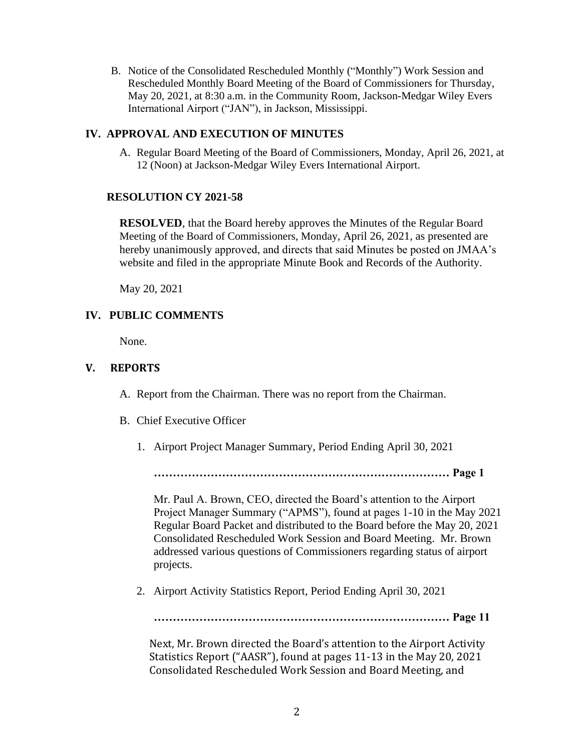B. Notice of the Consolidated Rescheduled Monthly ("Monthly") Work Session and Rescheduled Monthly Board Meeting of the Board of Commissioners for Thursday, May 20, 2021, at 8:30 a.m. in the Community Room, Jackson-Medgar Wiley Evers International Airport ("JAN"), in Jackson, Mississippi.

## IV. APPROVAL AND EXECUTION OF MINUTES

A. Regular Board Meeting of the Board of Commissioners, Monday, April 26, 2021, at 12 (Noon) at Jackson-Medgar Wiley Evers International Airport.

### RESOLUTION CY 2021-58

**RESOLVED**, that the Board hereby approves the Minutes of the Regular Board Meeting of the Board of Commissioners, Monday, April 26, 2021, as presented are hereby unanimously approved, and directs that said Minutes be posted on JMAA's website and filed in the appropriate Minute Book and Records of the Authority.

May 20, 2021

## IV. PUBLIC COMMENTS

None.

## V. REPORTS

A. Report from the Chairman. There was no report from the Chairman.

B. Chief Executive Officer

1. Airport Project Manager Summary, Period Ending April 30, 2021

   **……………………………………………………………………… Page 1**

   Mr. Paul A. Brown, CEO, directed the Board's attention to the Airport Project Manager Summary ("APMS"), found at pages 1-10 in the May 2021 Regular Board Packet and distributed to the Board before the May 20, 2021 Consolidated Rescheduled Work Session and Board Meeting. Mr. Brown addressed various questions of Commissioners regarding status of airport projects.

2. Airport Activity Statistics Report, Period Ending April 30, 2021

   **……………………………………………………………………… Page 11**

   Next, Mr. Brown directed the Board's attention to the Airport Activity Statistics Report ("AASR"), found at pages 11-13 in the May 20, 2021 Consolidated Rescheduled Work Session and Board Meeting, and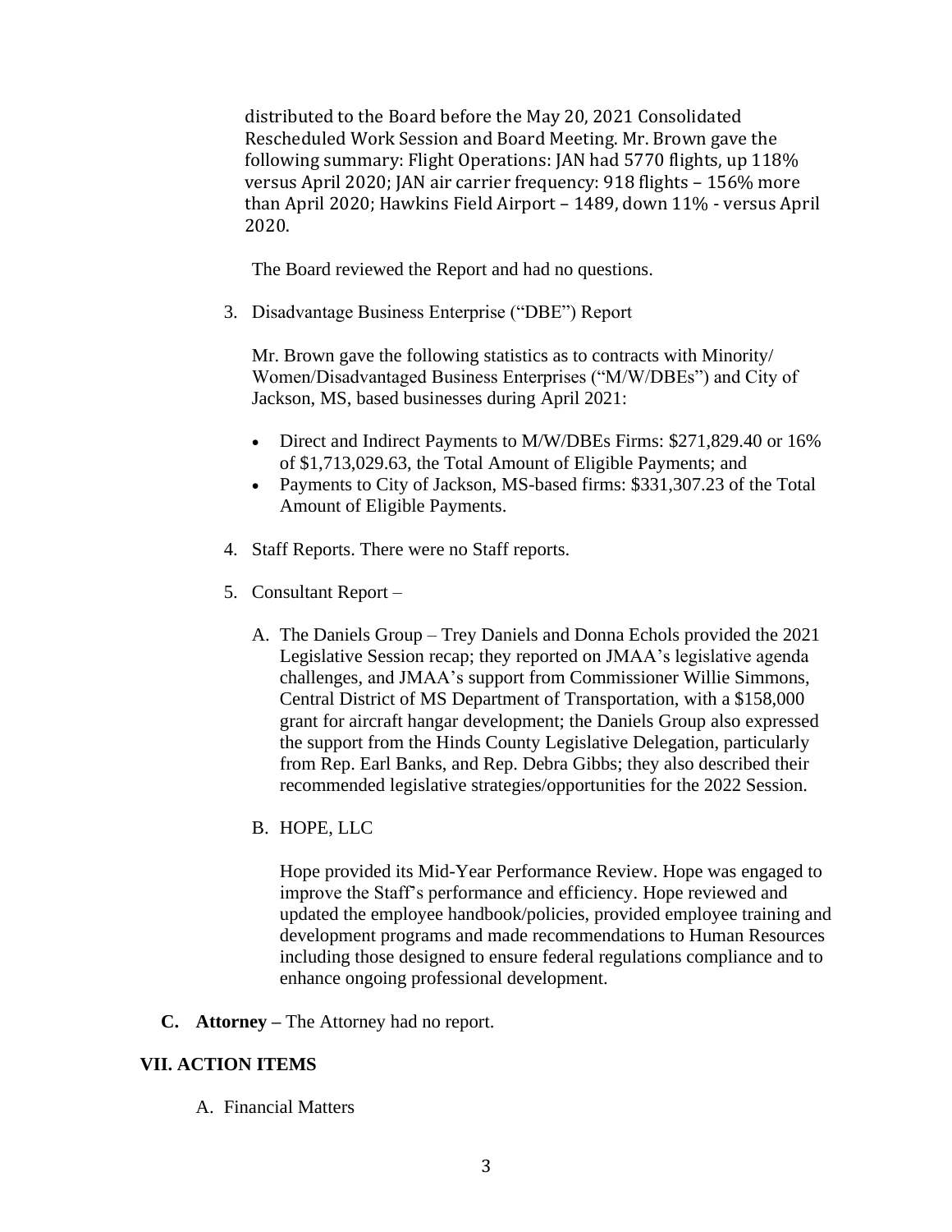distributed to the Board before the May 20, 2021 Consolidated Rescheduled Work Session and Board Meeting. Mr. Brown gave the following summary: Flight Operations: JAN had 5770 flights, up 118% versus April 2020; JAN air carrier frequency: 918 flights – 156% more than April 2020; Hawkins Field Airport – 1489, down 11% - versus April 2020.

The Board reviewed the Report and had no questions.

3. Disadvantage Business Enterprise ("DBE") Report

   Mr. Brown gave the following statistics as to contracts with Minority/ Women/Disadvantaged Business Enterprises ("M/W/DBEs") and City of Jackson, MS, based businesses during April 2021:

   - Direct and Indirect Payments to M/W/DBEs Firms: $271,829.40 or 16% of $1,713,029.63, the Total Amount of Eligible Payments; and
   - Payments to City of Jackson, MS-based firms: $331,307.23 of the Total Amount of Eligible Payments.

4. Staff Reports. There were no Staff reports.

5. Consultant Report –

   A. The Daniels Group – Trey Daniels and Donna Echols provided the 2021 Legislative Session recap; they reported on JMAA's legislative agenda challenges, and JMAA's support from Commissioner Willie Simmons, Central District of MS Department of Transportation, with a $158,000 grant for aircraft hangar development; the Daniels Group also expressed the support from the Hinds County Legislative Delegation, particularly from Rep. Earl Banks, and Rep. Debra Gibbs; they also described their recommended legislative strategies/opportunities for the 2022 Session.

   B. HOPE, LLC

      Hope provided its Mid-Year Performance Review. Hope was engaged to improve the Staff's performance and efficiency. Hope reviewed and updated the employee handbook/policies, provided employee training and development programs and made recommendations to Human Resources including those designed to ensure federal regulations compliance and to enhance ongoing professional development.

**C. Attorney –** The Attorney had no report.

## VII. ACTION ITEMS

A. Financial Matters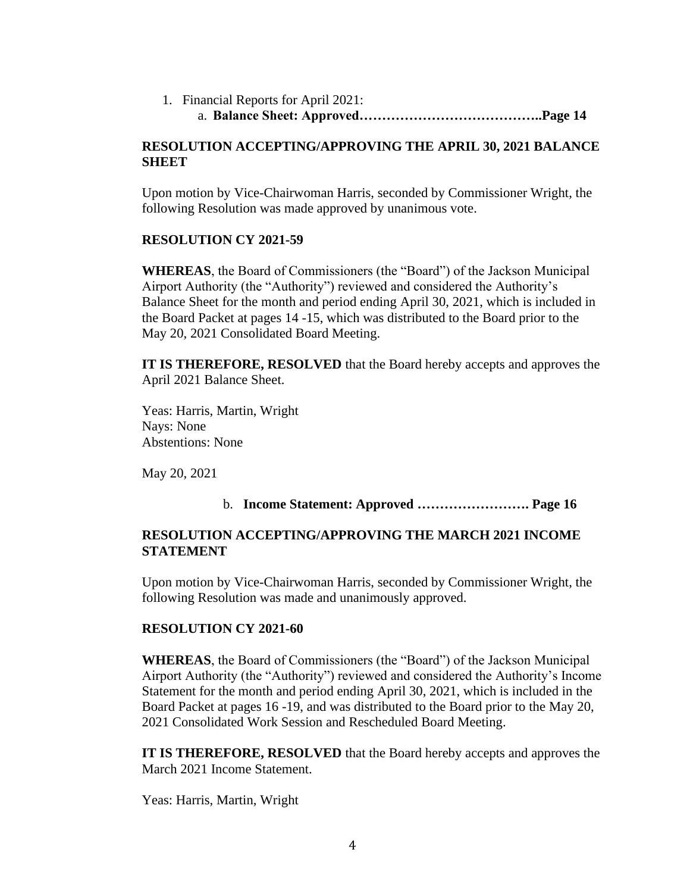1. Financial Reports for April 2021:
   a. **Balance Sheet: Approved…………………………………..Page 14**

**RESOLUTION ACCEPTING/APPROVING THE APRIL 30, 2021 BALANCE SHEET**

Upon motion by Vice-Chairwoman Harris, seconded by Commissioner Wright, the following Resolution was made approved by unanimous vote.

**RESOLUTION CY 2021-59**

**WHEREAS**, the Board of Commissioners (the "Board") of the Jackson Municipal Airport Authority (the "Authority") reviewed and considered the Authority's Balance Sheet for the month and period ending April 30, 2021, which is included in the Board Packet at pages 14 -15, which was distributed to the Board prior to the May 20, 2021 Consolidated Board Meeting.

**IT IS THEREFORE, RESOLVED** that the Board hereby accepts and approves the April 2021 Balance Sheet.

Yeas: Harris, Martin, Wright
Nays: None
Abstentions: None

May 20, 2021

   b. **Income Statement: Approved ……………………. Page 16**

**RESOLUTION ACCEPTING/APPROVING THE MARCH 2021 INCOME STATEMENT**

Upon motion by Vice-Chairwoman Harris, seconded by Commissioner Wright, the following Resolution was made and unanimously approved.

**RESOLUTION CY 2021-60**

**WHEREAS**, the Board of Commissioners (the "Board") of the Jackson Municipal Airport Authority (the "Authority") reviewed and considered the Authority's Income Statement for the month and period ending April 30, 2021, which is included in the Board Packet at pages 16 -19, and was distributed to the Board prior to the May 20, 2021 Consolidated Work Session and Rescheduled Board Meeting.

**IT IS THEREFORE, RESOLVED** that the Board hereby accepts and approves the March 2021 Income Statement.

Yeas: Harris, Martin, Wright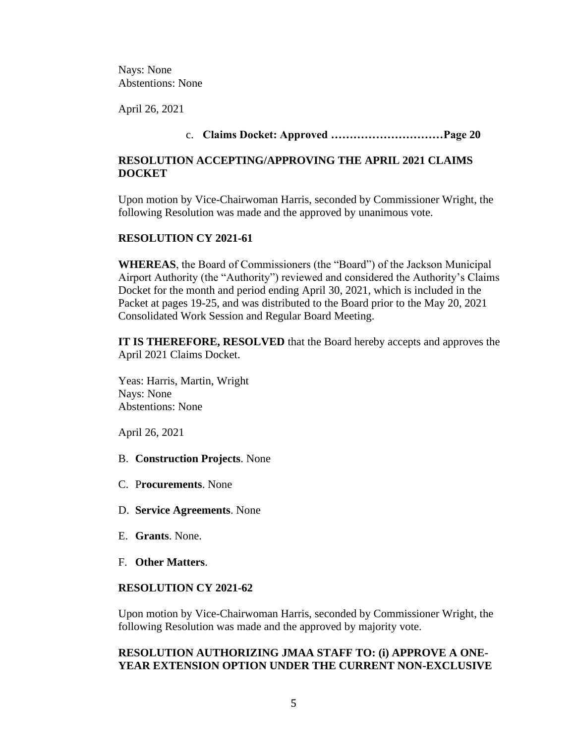Nays: None
Abstentions: None

April 26, 2021

c. **Claims Docket: Approved …………………………Page 20**

**RESOLUTION ACCEPTING/APPROVING THE APRIL 2021 CLAIMS DOCKET**

Upon motion by Vice-Chairwoman Harris, seconded by Commissioner Wright, the following Resolution was made and the approved by unanimous vote.

**RESOLUTION CY 2021-61**

**WHEREAS**, the Board of Commissioners (the "Board") of the Jackson Municipal Airport Authority (the "Authority") reviewed and considered the Authority's Claims Docket for the month and period ending April 30, 2021, which is included in the Packet at pages 19-25, and was distributed to the Board prior to the May 20, 2021 Consolidated Work Session and Regular Board Meeting.

**IT IS THEREFORE, RESOLVED** that the Board hereby accepts and approves the April 2021 Claims Docket.

Yeas: Harris, Martin, Wright
Nays: None
Abstentions: None

April 26, 2021

B. **Construction Projects**. None

C. P**rocurements**. None

D. **Service Agreements**. None

E. **Grants**. None.

F. **Other Matters**.

**RESOLUTION CY 2021-62**

Upon motion by Vice-Chairwoman Harris, seconded by Commissioner Wright, the following Resolution was made and the approved by majority vote.

**RESOLUTION AUTHORIZING JMAA STAFF TO: (i) APPROVE A ONE-YEAR EXTENSION OPTION UNDER THE CURRENT NON-EXCLUSIVE**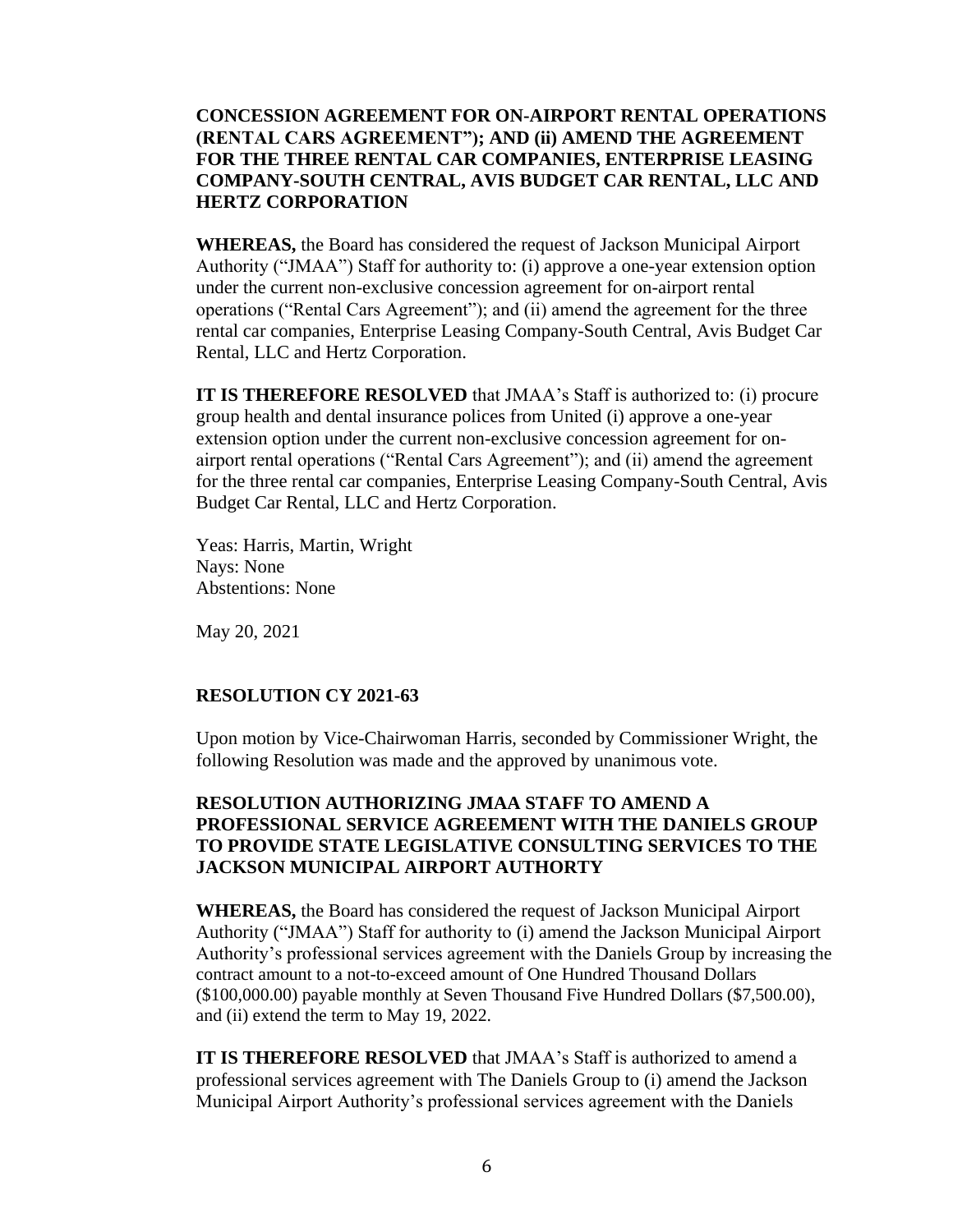**CONCESSION AGREEMENT FOR ON-AIRPORT RENTAL OPERATIONS (RENTAL CARS AGREEMENT"); AND (ii) AMEND THE AGREEMENT FOR THE THREE RENTAL CAR COMPANIES, ENTERPRISE LEASING COMPANY-SOUTH CENTRAL, AVIS BUDGET CAR RENTAL, LLC AND HERTZ CORPORATION**

**WHEREAS,** the Board has considered the request of Jackson Municipal Airport Authority ("JMAA") Staff for authority to: (i) approve a one-year extension option under the current non-exclusive concession agreement for on-airport rental operations ("Rental Cars Agreement"); and (ii) amend the agreement for the three rental car companies, Enterprise Leasing Company-South Central, Avis Budget Car Rental, LLC and Hertz Corporation.

**IT IS THEREFORE RESOLVED** that JMAA's Staff is authorized to: (i) procure group health and dental insurance polices from United (i) approve a one-year extension option under the current non-exclusive concession agreement for on-airport rental operations ("Rental Cars Agreement"); and (ii) amend the agreement for the three rental car companies, Enterprise Leasing Company-South Central, Avis Budget Car Rental, LLC and Hertz Corporation.

Yeas: Harris, Martin, Wright
Nays: None
Abstentions: None

May 20, 2021

**RESOLUTION CY 2021-63**

Upon motion by Vice-Chairwoman Harris, seconded by Commissioner Wright, the following Resolution was made and the approved by unanimous vote.

**RESOLUTION AUTHORIZING JMAA STAFF TO AMEND A PROFESSIONAL SERVICE AGREEMENT WITH THE DANIELS GROUP TO PROVIDE STATE LEGISLATIVE CONSULTING SERVICES TO THE JACKSON MUNICIPAL AIRPORT AUTHORTY**

**WHEREAS,** the Board has considered the request of Jackson Municipal Airport Authority ("JMAA") Staff for authority to (i) amend the Jackson Municipal Airport Authority's professional services agreement with the Daniels Group by increasing the contract amount to a not-to-exceed amount of One Hundred Thousand Dollars ($100,000.00) payable monthly at Seven Thousand Five Hundred Dollars ($7,500.00), and (ii) extend the term to May 19, 2022.

**IT IS THEREFORE RESOLVED** that JMAA's Staff is authorized to amend a professional services agreement with The Daniels Group to (i) amend the Jackson Municipal Airport Authority's professional services agreement with the Daniels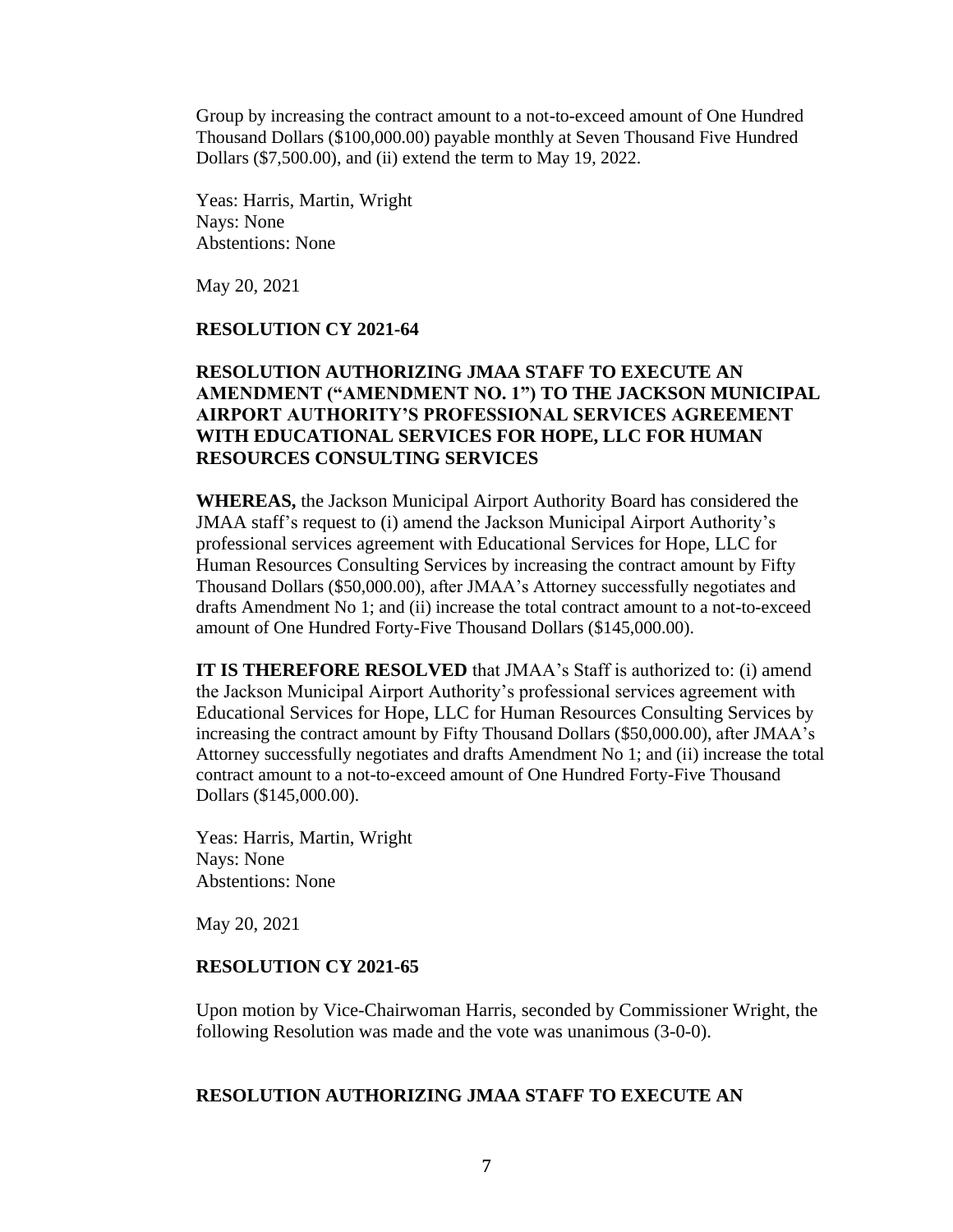Group by increasing the contract amount to a not-to-exceed amount of One Hundred Thousand Dollars ($100,000.00) payable monthly at Seven Thousand Five Hundred Dollars ($7,500.00), and (ii) extend the term to May 19, 2022.

Yeas: Harris, Martin, Wright
Nays: None
Abstentions: None

May 20, 2021

**RESOLUTION CY 2021-64**

**RESOLUTION AUTHORIZING JMAA STAFF TO EXECUTE AN AMENDMENT ("AMENDMENT NO. 1") TO THE JACKSON MUNICIPAL AIRPORT AUTHORITY'S PROFESSIONAL SERVICES AGREEMENT WITH EDUCATIONAL SERVICES FOR HOPE, LLC FOR HUMAN RESOURCES CONSULTING SERVICES**

**WHEREAS,** the Jackson Municipal Airport Authority Board has considered the JMAA staff's request to (i) amend the Jackson Municipal Airport Authority's professional services agreement with Educational Services for Hope, LLC for Human Resources Consulting Services by increasing the contract amount by Fifty Thousand Dollars ($50,000.00), after JMAA's Attorney successfully negotiates and drafts Amendment No 1; and (ii) increase the total contract amount to a not-to-exceed amount of One Hundred Forty-Five Thousand Dollars ($145,000.00).

**IT IS THEREFORE RESOLVED** that JMAA's Staff is authorized to: (i) amend the Jackson Municipal Airport Authority's professional services agreement with Educational Services for Hope, LLC for Human Resources Consulting Services by increasing the contract amount by Fifty Thousand Dollars ($50,000.00), after JMAA's Attorney successfully negotiates and drafts Amendment No 1; and (ii) increase the total contract amount to a not-to-exceed amount of One Hundred Forty-Five Thousand Dollars ($145,000.00).

Yeas: Harris, Martin, Wright
Nays: None
Abstentions: None

May 20, 2021

**RESOLUTION CY 2021-65**

Upon motion by Vice-Chairwoman Harris, seconded by Commissioner Wright, the following Resolution was made and the vote was unanimous (3-0-0).

**RESOLUTION AUTHORIZING JMAA STAFF TO EXECUTE AN**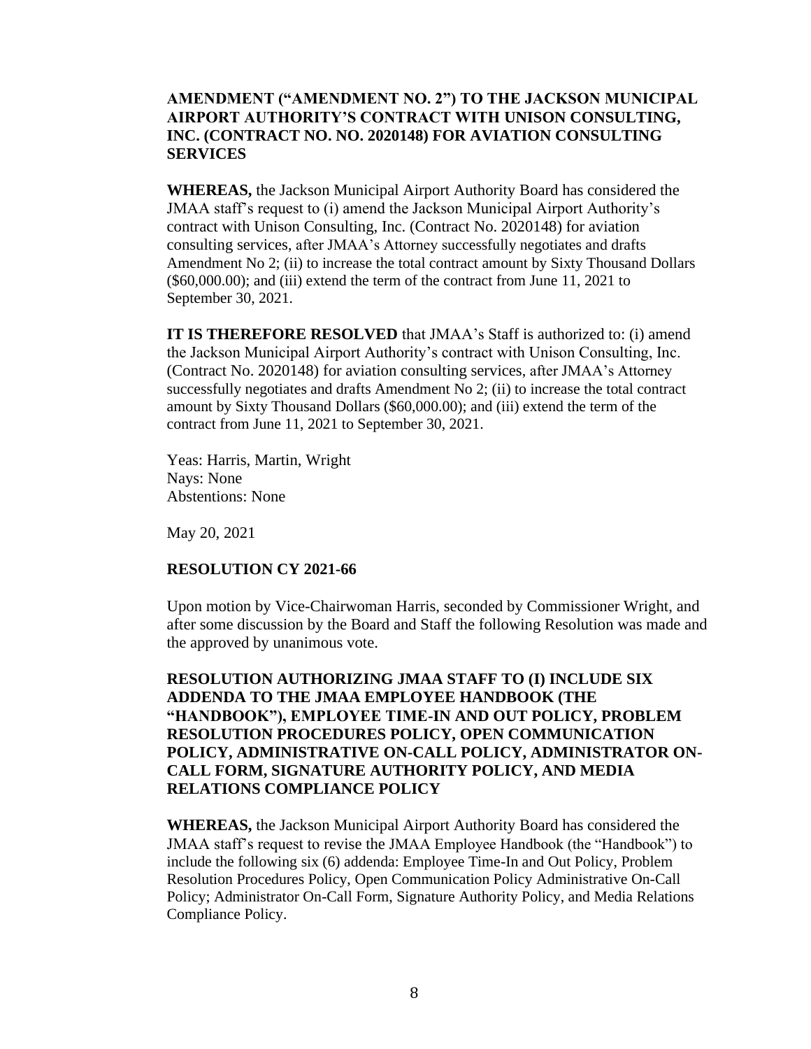**AMENDMENT ("AMENDMENT NO. 2") TO THE JACKSON MUNICIPAL AIRPORT AUTHORITY'S CONTRACT WITH UNISON CONSULTING, INC. (CONTRACT NO. NO. 2020148) FOR AVIATION CONSULTING SERVICES**

**WHEREAS,** the Jackson Municipal Airport Authority Board has considered the JMAA staff's request to (i) amend the Jackson Municipal Airport Authority's contract with Unison Consulting, Inc. (Contract No. 2020148) for aviation consulting services, after JMAA's Attorney successfully negotiates and drafts Amendment No 2; (ii) to increase the total contract amount by Sixty Thousand Dollars ($60,000.00); and (iii) extend the term of the contract from June 11, 2021 to September 30, 2021.

**IT IS THEREFORE RESOLVED** that JMAA's Staff is authorized to: (i) amend the Jackson Municipal Airport Authority's contract with Unison Consulting, Inc. (Contract No. 2020148) for aviation consulting services, after JMAA's Attorney successfully negotiates and drafts Amendment No 2; (ii) to increase the total contract amount by Sixty Thousand Dollars ($60,000.00); and (iii) extend the term of the contract from June 11, 2021 to September 30, 2021.

Yeas: Harris, Martin, Wright
Nays: None
Abstentions: None

May 20, 2021

**RESOLUTION CY 2021-66**

Upon motion by Vice-Chairwoman Harris, seconded by Commissioner Wright, and after some discussion by the Board and Staff the following Resolution was made and the approved by unanimous vote.

**RESOLUTION AUTHORIZING JMAA STAFF TO (I) INCLUDE SIX ADDENDA TO THE JMAA EMPLOYEE HANDBOOK (THE "HANDBOOK"), EMPLOYEE TIME-IN AND OUT POLICY, PROBLEM RESOLUTION PROCEDURES POLICY, OPEN COMMUNICATION POLICY, ADMINISTRATIVE ON-CALL POLICY, ADMINISTRATOR ON-CALL FORM, SIGNATURE AUTHORITY POLICY, AND MEDIA RELATIONS COMPLIANCE POLICY**

**WHEREAS,** the Jackson Municipal Airport Authority Board has considered the JMAA staff's request to revise the JMAA Employee Handbook (the "Handbook") to include the following six (6) addenda: Employee Time-In and Out Policy, Problem Resolution Procedures Policy, Open Communication Policy Administrative On-Call Policy; Administrator On-Call Form, Signature Authority Policy, and Media Relations Compliance Policy.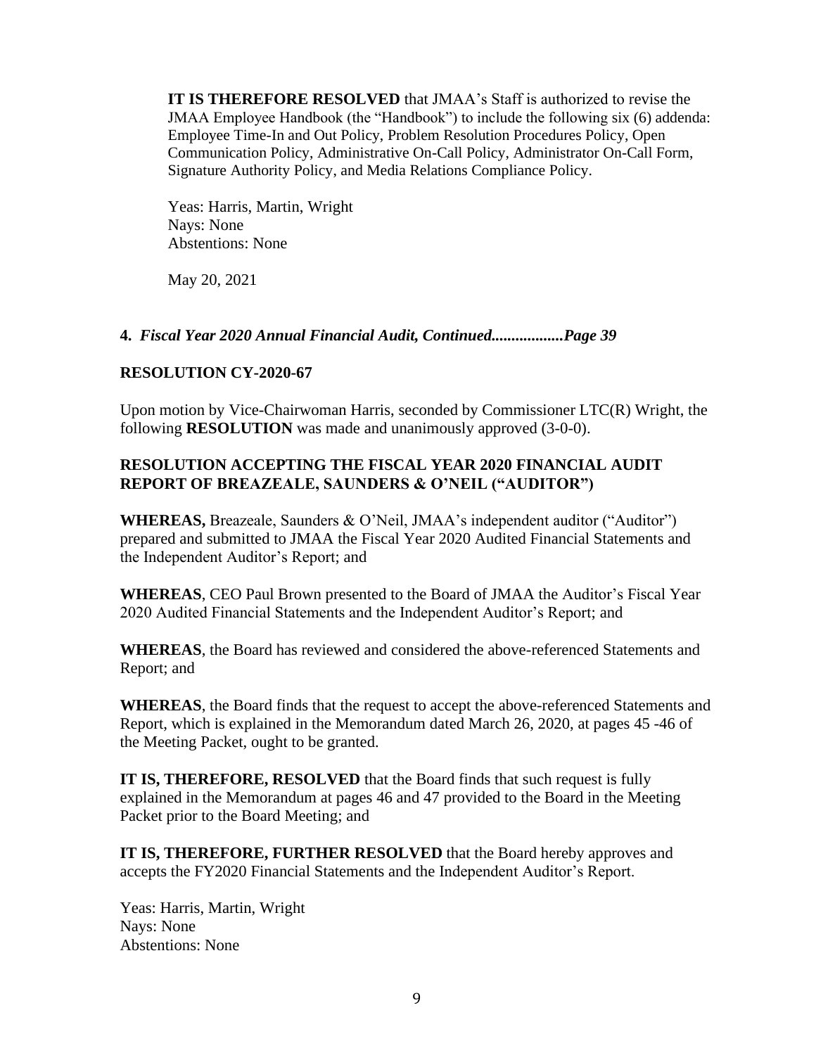**IT IS THEREFORE RESOLVED** that JMAA's Staff is authorized to revise the JMAA Employee Handbook (the "Handbook") to include the following six (6) addenda: Employee Time-In and Out Policy, Problem Resolution Procedures Policy, Open Communication Policy, Administrative On-Call Policy, Administrator On-Call Form, Signature Authority Policy, and Media Relations Compliance Policy.

Yeas: Harris, Martin, Wright
Nays: None
Abstentions: None

May 20, 2021

**4.** ***Fiscal Year 2020 Annual Financial Audit, Continued.................Page 39***

**RESOLUTION CY-2020-67**

Upon motion by Vice-Chairwoman Harris, seconded by Commissioner LTC(R) Wright, the following **RESOLUTION** was made and unanimously approved (3-0-0).

**RESOLUTION ACCEPTING THE FISCAL YEAR 2020 FINANCIAL AUDIT REPORT OF BREAZEALE, SAUNDERS & O'NEIL ("AUDITOR")**

**WHEREAS,** Breazeale, Saunders & O'Neil, JMAA's independent auditor ("Auditor") prepared and submitted to JMAA the Fiscal Year 2020 Audited Financial Statements and the Independent Auditor's Report; and

**WHEREAS**, CEO Paul Brown presented to the Board of JMAA the Auditor's Fiscal Year 2020 Audited Financial Statements and the Independent Auditor's Report; and

**WHEREAS**, the Board has reviewed and considered the above-referenced Statements and Report; and

**WHEREAS**, the Board finds that the request to accept the above-referenced Statements and Report, which is explained in the Memorandum dated March 26, 2020, at pages 45 -46 of the Meeting Packet, ought to be granted.

**IT IS, THEREFORE, RESOLVED** that the Board finds that such request is fully explained in the Memorandum at pages 46 and 47 provided to the Board in the Meeting Packet prior to the Board Meeting; and

**IT IS, THEREFORE, FURTHER RESOLVED** that the Board hereby approves and accepts the FY2020 Financial Statements and the Independent Auditor's Report.

Yeas: Harris, Martin, Wright
Nays: None
Abstentions: None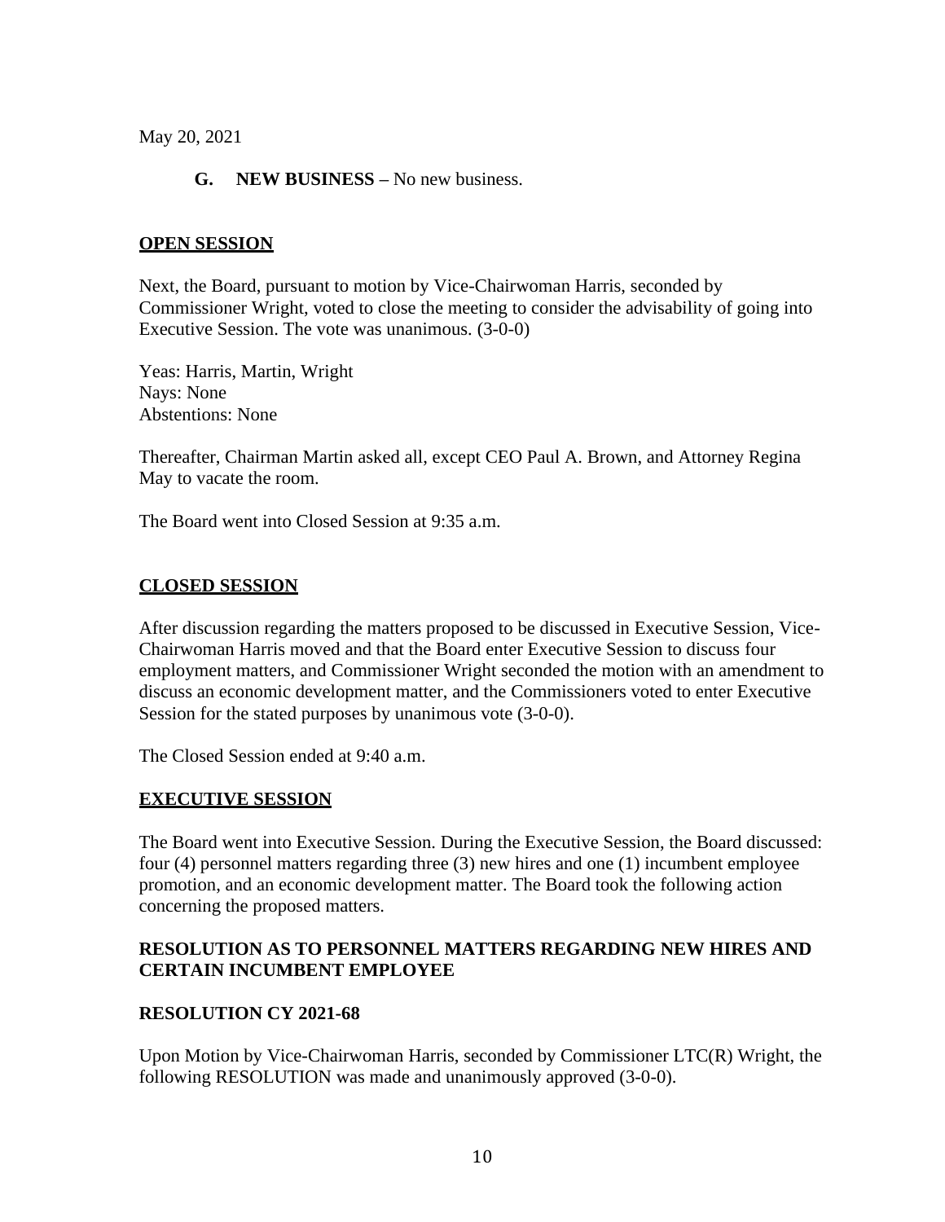May 20, 2021

**G. NEW BUSINESS –** No new business.

**OPEN SESSION**

Next, the Board, pursuant to motion by Vice-Chairwoman Harris, seconded by Commissioner Wright, voted to close the meeting to consider the advisability of going into Executive Session. The vote was unanimous. (3-0-0)

Yeas: Harris, Martin, Wright
Nays: None
Abstentions: None

Thereafter, Chairman Martin asked all, except CEO Paul A. Brown, and Attorney Regina May to vacate the room.

The Board went into Closed Session at 9:35 a.m.

**CLOSED SESSION**

After discussion regarding the matters proposed to be discussed in Executive Session, Vice-Chairwoman Harris moved and that the Board enter Executive Session to discuss four employment matters, and Commissioner Wright seconded the motion with an amendment to discuss an economic development matter, and the Commissioners voted to enter Executive Session for the stated purposes by unanimous vote (3-0-0).

The Closed Session ended at 9:40 a.m.

**EXECUTIVE SESSION**

The Board went into Executive Session. During the Executive Session, the Board discussed: four (4) personnel matters regarding three (3) new hires and one (1) incumbent employee promotion, and an economic development matter. The Board took the following action concerning the proposed matters.

**RESOLUTION AS TO PERSONNEL MATTERS REGARDING NEW HIRES AND CERTAIN INCUMBENT EMPLOYEE**

**RESOLUTION CY 2021-68**

Upon Motion by Vice-Chairwoman Harris, seconded by Commissioner LTC(R) Wright, the following RESOLUTION was made and unanimously approved (3-0-0).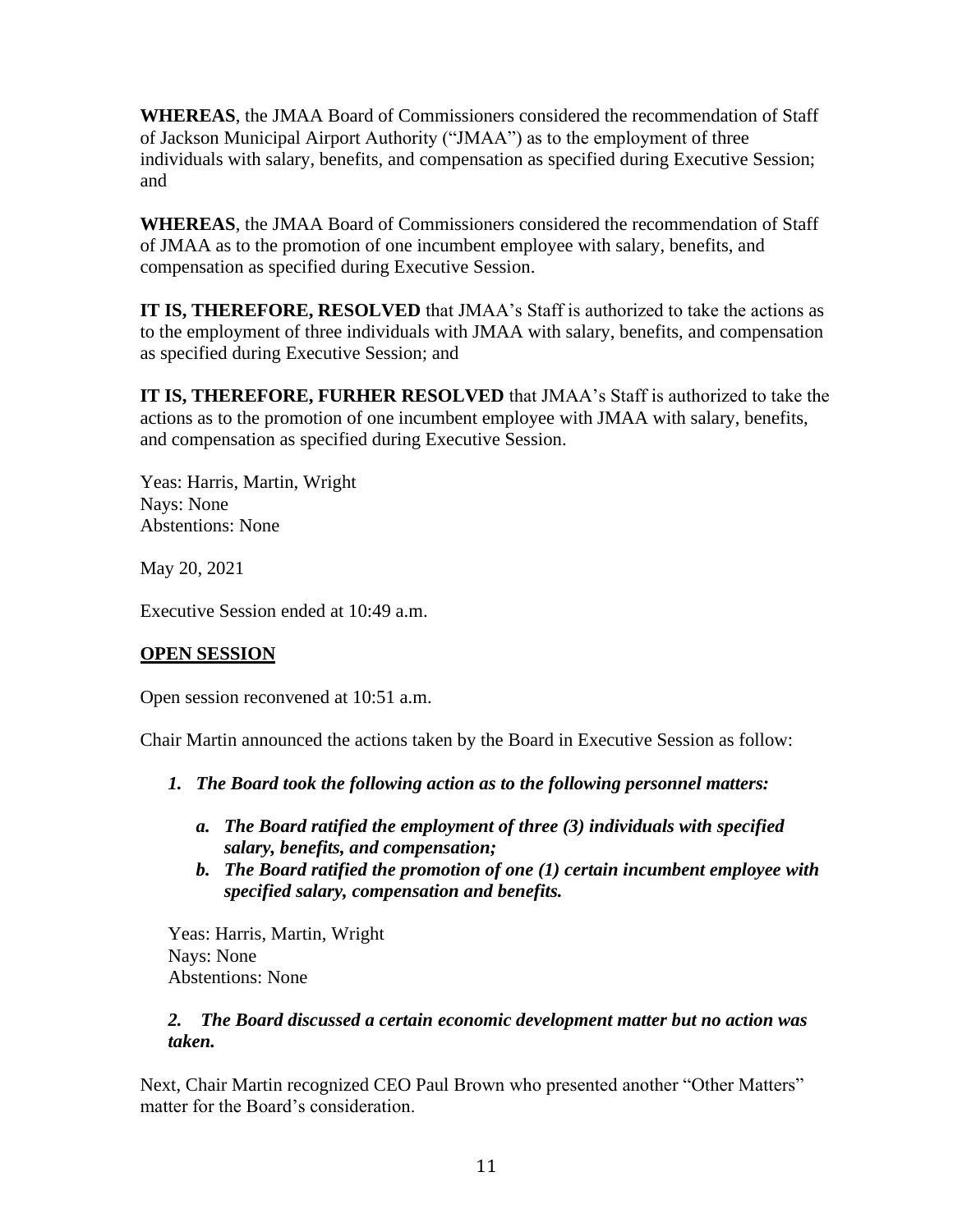**WHEREAS**, the JMAA Board of Commissioners considered the recommendation of Staff of Jackson Municipal Airport Authority ("JMAA") as to the employment of three individuals with salary, benefits, and compensation as specified during Executive Session; and

**WHEREAS**, the JMAA Board of Commissioners considered the recommendation of Staff of JMAA as to the promotion of one incumbent employee with salary, benefits, and compensation as specified during Executive Session.

**IT IS, THEREFORE, RESOLVED** that JMAA's Staff is authorized to take the actions as to the employment of three individuals with JMAA with salary, benefits, and compensation as specified during Executive Session; and

**IT IS, THEREFORE, FURHER RESOLVED** that JMAA's Staff is authorized to take the actions as to the promotion of one incumbent employee with JMAA with salary, benefits, and compensation as specified during Executive Session.

Yeas: Harris, Martin, Wright
Nays: None
Abstentions: None

May 20, 2021

Executive Session ended at 10:49 a.m.

**OPEN SESSION**

Open session reconvened at 10:51 a.m.

Chair Martin announced the actions taken by the Board in Executive Session as follow:

1. ***The Board took the following action as to the following personnel matters:***

   a. ***The Board ratified the employment of three (3) individuals with specified salary, benefits, and compensation;***
   b. ***The Board ratified the promotion of one (1) certain incumbent employee with specified salary, compensation and benefits.***

   Yeas: Harris, Martin, Wright
   Nays: None
   Abstentions: None

2. ***The Board discussed a certain economic development matter but no action was taken.***

Next, Chair Martin recognized CEO Paul Brown who presented another "Other Matters" matter for the Board's consideration.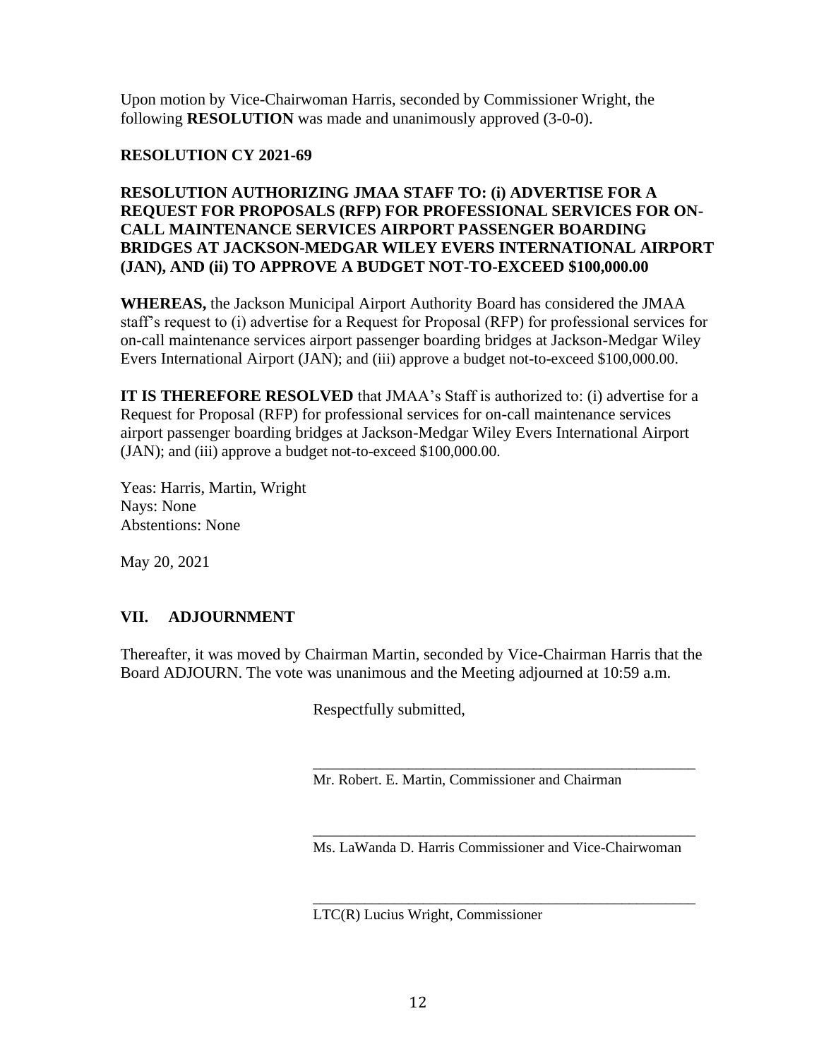Upon motion by Vice-Chairwoman Harris, seconded by Commissioner Wright, the following **RESOLUTION** was made and unanimously approved (3-0-0).

**RESOLUTION CY 2021-69**

**RESOLUTION AUTHORIZING JMAA STAFF TO: (i) ADVERTISE FOR A REQUEST FOR PROPOSALS (RFP) FOR PROFESSIONAL SERVICES FOR ON-CALL MAINTENANCE SERVICES AIRPORT PASSENGER BOARDING BRIDGES AT JACKSON-MEDGAR WILEY EVERS INTERNATIONAL AIRPORT (JAN), AND (ii) TO APPROVE A BUDGET NOT-TO-EXCEED $100,000.00**

**WHEREAS,** the Jackson Municipal Airport Authority Board has considered the JMAA staff's request to (i) advertise for a Request for Proposal (RFP) for professional services for on-call maintenance services airport passenger boarding bridges at Jackson-Medgar Wiley Evers International Airport (JAN); and (iii) approve a budget not-to-exceed $100,000.00.

**IT IS THEREFORE RESOLVED** that JMAA's Staff is authorized to: (i) advertise for a Request for Proposal (RFP) for professional services for on-call maintenance services airport passenger boarding bridges at Jackson-Medgar Wiley Evers International Airport (JAN); and (iii) approve a budget not-to-exceed $100,000.00.

Yeas: Harris, Martin, Wright
Nays: None
Abstentions: None

May 20, 2021

## VII. ADJOURNMENT

Thereafter, it was moved by Chairman Martin, seconded by Vice-Chairman Harris that the Board ADJOURN. The vote was unanimous and the Meeting adjourned at 10:59 a.m.

Respectfully submitted,

_____________________________________________________
Mr. Robert. E. Martin, Commissioner and Chairman

_____________________________________________________
Ms. LaWanda D. Harris Commissioner and Vice-Chairwoman

_____________________________________________________
LTC(R) Lucius Wright, Commissioner